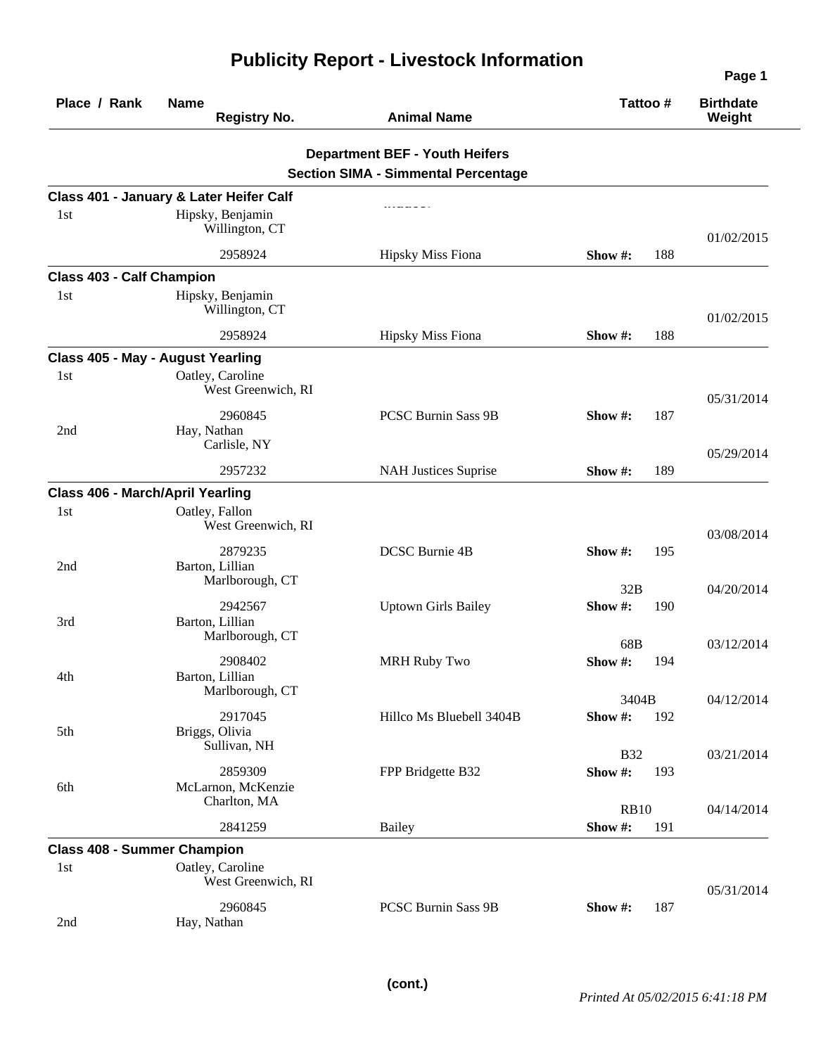# Publicity Report - Livestock Information

| Place / Rank | Name / Registry No. | Animal Name | Tattoo # | Birthdate / Weight |
|---|---|---|---|---|

**Department BEF - Youth Heifers**

**Section SIMA - Simmental Percentage**

### Class 401 - January & Later Heifer Calf

| Place / Rank | Name / Registry No. | Animal Name | Tattoo # | Birthdate / Weight |
|---|---|---|---|---|
| 1st | Hipsky, Benjamin<br>Willington, CT<br>2958924 | Hipsky Miss Fiona | Show #: 188 | 01/02/2015 |

### Class 403 - Calf Champion

| Place / Rank | Name / Registry No. | Animal Name | Tattoo # | Birthdate / Weight |
|---|---|---|---|---|
| 1st | Hipsky, Benjamin<br>Willington, CT<br>2958924 | Hipsky Miss Fiona | Show #: 188 | 01/02/2015 |

### Class 405 - May - August Yearling

| Place / Rank | Name / Registry No. | Animal Name | Tattoo # | Birthdate / Weight |
|---|---|---|---|---|
| 1st | Oatley, Caroline<br>West Greenwich, RI<br>2960845 | PCSC Burnin Sass 9B | Show #: 187 | 05/31/2014 |
| 2nd | Hay, Nathan<br>Carlisle, NY<br>2957232 | NAH Justices Suprise | Show #: 189 | 05/29/2014 |

### Class 406 - March/April Yearling

| Place / Rank | Name / Registry No. | Animal Name | Tattoo # | Birthdate / Weight |
|---|---|---|---|---|
| 1st | Oatley, Fallon<br>West Greenwich, RI<br>2879235 | DCSC Burnie 4B | Show #: 195 | 03/08/2014 |
| 2nd | Barton, Lillian<br>Marlborough, CT<br>2942567 | Uptown Girls Bailey | 32B<br>Show #: 190 | 04/20/2014 |
| 3rd | Barton, Lillian<br>Marlborough, CT<br>2908402 | MRH Ruby Two | 68B<br>Show #: 194 | 03/12/2014 |
| 4th | Barton, Lillian<br>Marlborough, CT<br>2917045 | Hillco Ms Bluebell 3404B | 3404B<br>Show #: 192 | 04/12/2014 |
| 5th | Briggs, Olivia<br>Sullivan, NH<br>2859309 | FPP Bridgette B32 | B32<br>Show #: 193 | 03/21/2014 |
| 6th | McLarnon, McKenzie<br>Charlton, MA<br>2841259 | Bailey | RB10<br>Show #: 191 | 04/14/2014 |

### Class 408 - Summer Champion

| Place / Rank | Name / Registry No. | Animal Name | Tattoo # | Birthdate / Weight |
|---|---|---|---|---|
| 1st | Oatley, Caroline<br>West Greenwich, RI<br>2960845 | PCSC Burnin Sass 9B | Show #: 187 | 05/31/2014 |
| 2nd | Hay, Nathan | | | |

(cont.)

*Printed At 05/02/2015 6:41:18 PM*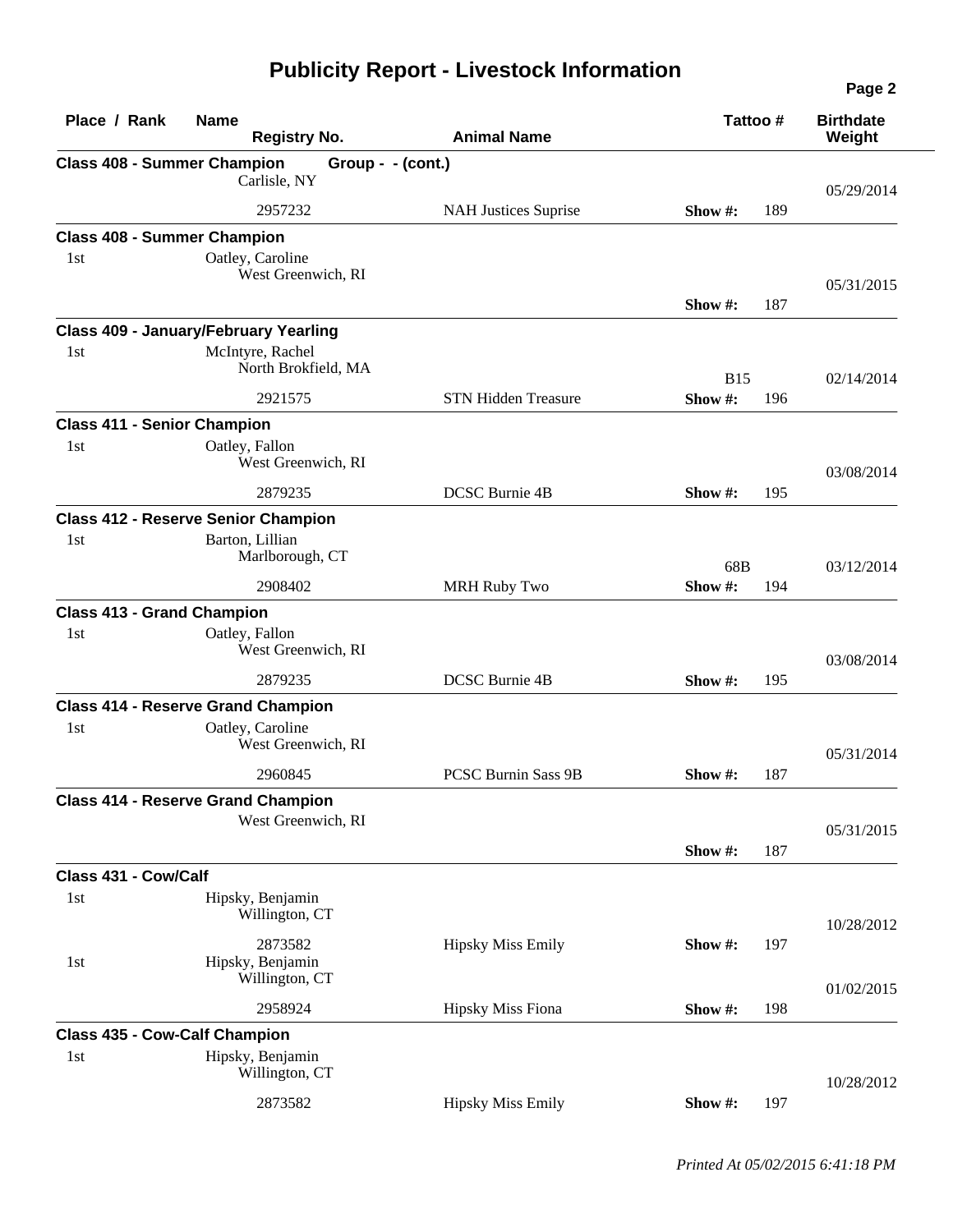# Publicity Report - Livestock Information

| Place / Rank | Name / Registry No. | Animal Name | Tattoo # | | Birthdate / Weight |
|---|---|---|---|---|---|
| **Class 408 - Summer Champion** | **Group - - (cont.)** | | | | |
| | Carlisle, NY | | | | 05/29/2014 |
| | 2957232 | NAH Justices Suprise | **Show #:** | 189 | |
| **Class 408 - Summer Champion** | | | | | |
| 1st | Oatley, Caroline<br>West Greenwich, RI | | | | 05/31/2015 |
| | | | **Show #:** | 187 | |
| **Class 409 - January/February Yearling** | | | | | |
| 1st | McIntyre, Rachel<br>North Brokfield, MA | | B15 | | 02/14/2014 |
| | 2921575 | STN Hidden Treasure | **Show #:** | 196 | |
| **Class 411 - Senior Champion** | | | | | |
| 1st | Oatley, Fallon<br>West Greenwich, RI | | | | 03/08/2014 |
| | 2879235 | DCSC Burnie 4B | **Show #:** | 195 | |
| **Class 412 - Reserve Senior Champion** | | | | | |
| 1st | Barton, Lillian<br>Marlborough, CT | | 68B | | 03/12/2014 |
| | 2908402 | MRH Ruby Two | **Show #:** | 194 | |
| **Class 413 - Grand Champion** | | | | | |
| 1st | Oatley, Fallon<br>West Greenwich, RI | | | | 03/08/2014 |
| | 2879235 | DCSC Burnie 4B | **Show #:** | 195 | |
| **Class 414 - Reserve Grand Champion** | | | | | |
| 1st | Oatley, Caroline<br>West Greenwich, RI | | | | 05/31/2014 |
| | 2960845 | PCSC Burnin Sass 9B | **Show #:** | 187 | |
| **Class 414 - Reserve Grand Champion** | | | | | |
| | West Greenwich, RI | | | | 05/31/2015 |
| | | | **Show #:** | 187 | |
| **Class 431 - Cow/Calf** | | | | | |
| 1st | Hipsky, Benjamin<br>Willington, CT | | | | 10/28/2012 |
| | 2873582 | Hipsky Miss Emily | **Show #:** | 197 | |
| 1st | Hipsky, Benjamin<br>Willington, CT | | | | 01/02/2015 |
| | 2958924 | Hipsky Miss Fiona | **Show #:** | 198 | |
| **Class 435 - Cow-Calf Champion** | | | | | |
| 1st | Hipsky, Benjamin<br>Willington, CT | | | | 10/28/2012 |
| | 2873582 | Hipsky Miss Emily | **Show #:** | 197 | |

*Printed At 05/02/2015 6:41:18 PM*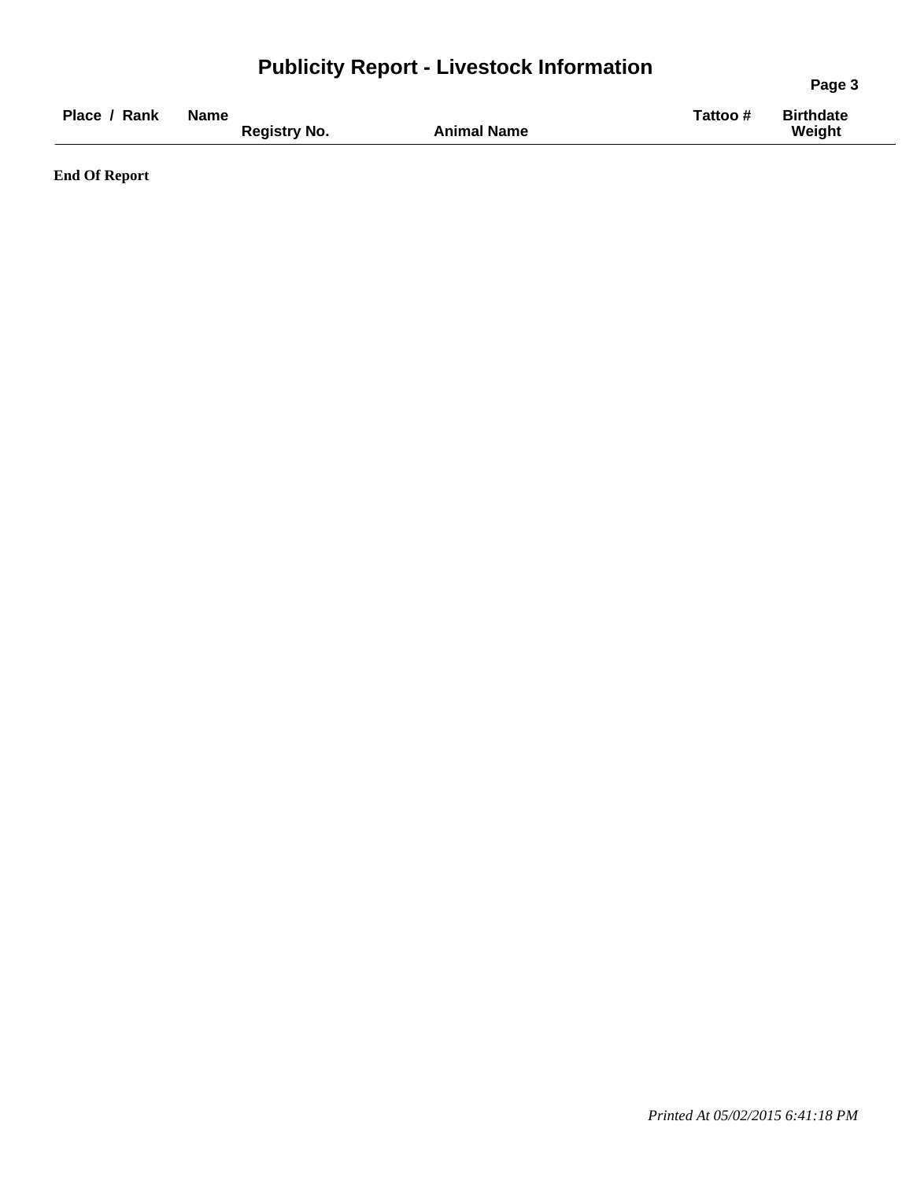# Publicity Report - Livestock Information

| Place / Rank | Name | Registry No. | Animal Name | Tattoo # | Birthdate Weight |
|---|---|---|---|---|---|

**End Of Report**

*Printed At 05/02/2015 6:41:18 PM*